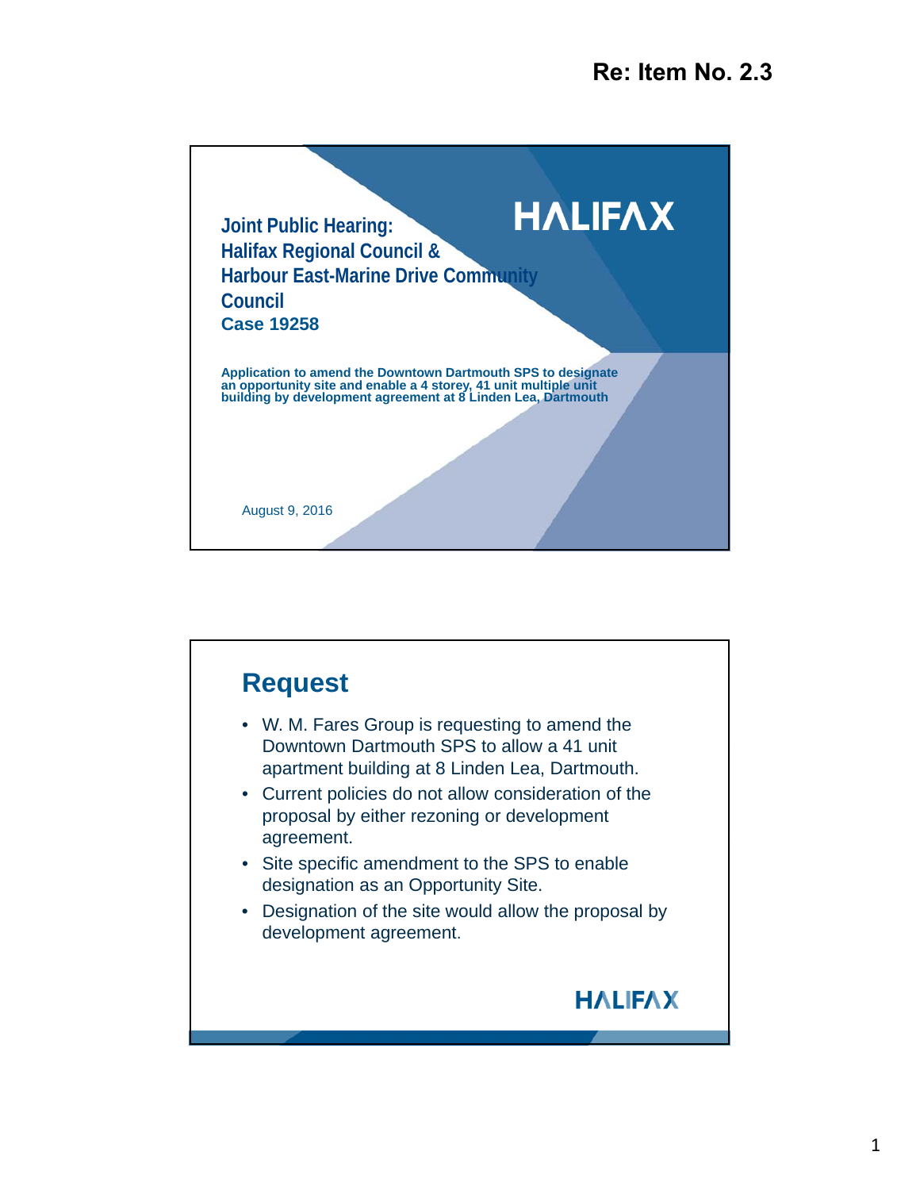Re: Item No. 2.3

# Joint Public Hearing: Halifax Regional Council & Harbour East-Marine Drive Community Council

**Case 19258**

HALIFAX

**Application to amend the Downtown Dartmouth SPS to designate an opportunity site and enable a 4 storey, 41 unit multiple unit building by development agreement at 8 Linden Lea, Dartmouth**

August 9, 2016

## Request

- W. M. Fares Group is requesting to amend the Downtown Dartmouth SPS to allow a 41 unit apartment building at 8 Linden Lea, Dartmouth.
- Current policies do not allow consideration of the proposal by either rezoning or development agreement.
- Site specific amendment to the SPS to enable designation as an Opportunity Site.
- Designation of the site would allow the proposal by development agreement.

HALIFAX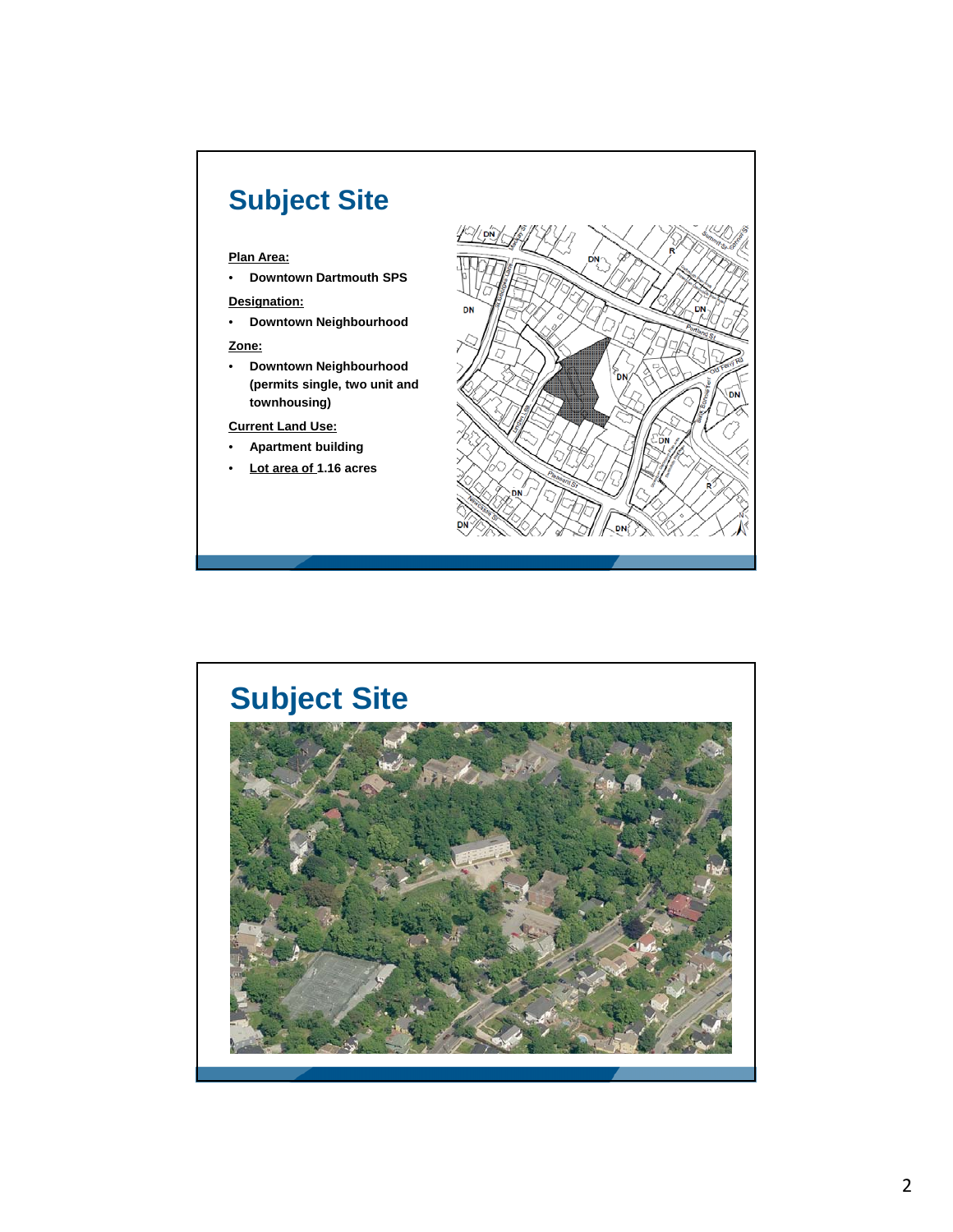# Subject Site

**Plan Area:**

- **Downtown Dartmouth SPS**

**Designation:**

- **Downtown Neighbourhood**

**Zone:**

- **Downtown Neighbourhood (permits single, two unit and townhousing)**

**Current Land Use:**

- **Apartment building**
- **Lot area of 1.16 acres**

# Subject Site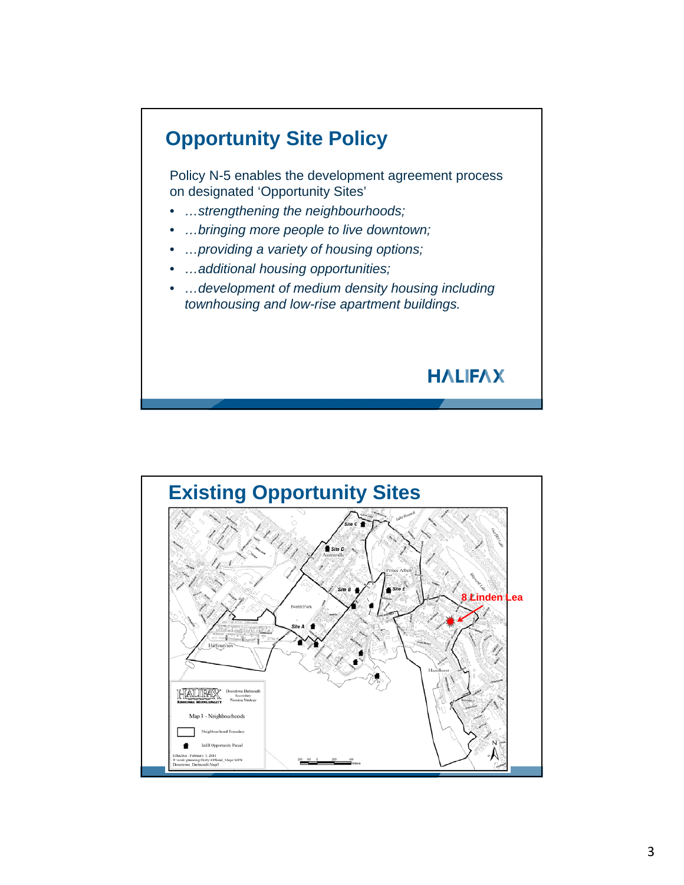## Opportunity Site Policy

Policy N-5 enables the development agreement process on designated 'Opportunity Sites'

- *…strengthening the neighbourhoods;*
- *…bringing more people to live downtown;*
- *…providing a variety of housing options;*
- *…additional housing opportunities;*
- *…development of medium density housing including townhousing and low-rise apartment buildings.*

HALIFAX

## Existing Opportunity Sites

8 Linden Lea

Map 3 - Neighbourhoods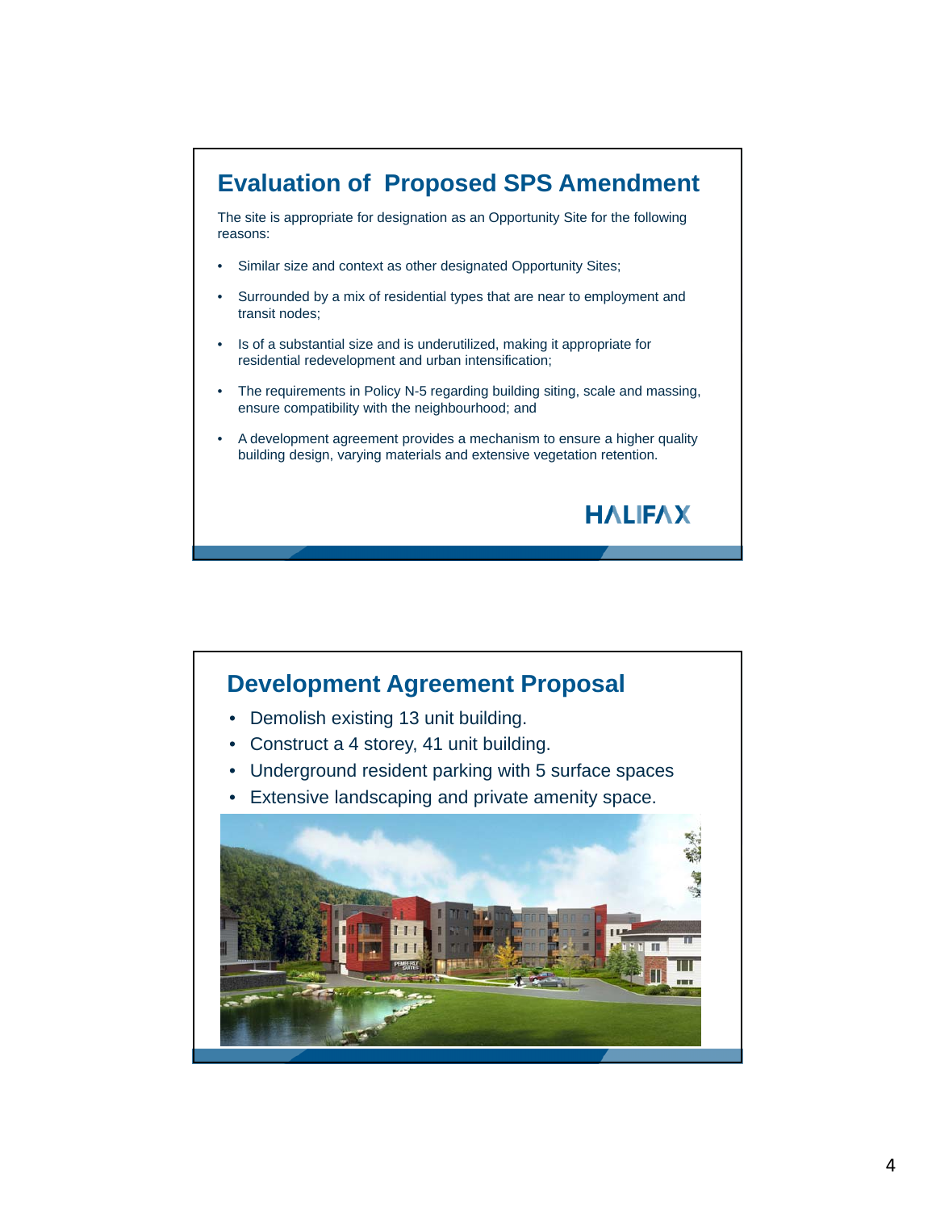## Evaluation of Proposed SPS Amendment

The site is appropriate for designation as an Opportunity Site for the following reasons:

- Similar size and context as other designated Opportunity Sites;
- Surrounded by a mix of residential types that are near to employment and transit nodes;
- Is of a substantial size and is underutilized, making it appropriate for residential redevelopment and urban intensification;
- The requirements in Policy N-5 regarding building siting, scale and massing, ensure compatibility with the neighbourhood; and
- A development agreement provides a mechanism to ensure a higher quality building design, varying materials and extensive vegetation retention.

HALIFAX

## Development Agreement Proposal

- Demolish existing 13 unit building.
- Construct a 4 storey, 41 unit building.
- Underground resident parking with 5 surface spaces
- Extensive landscaping and private amenity space.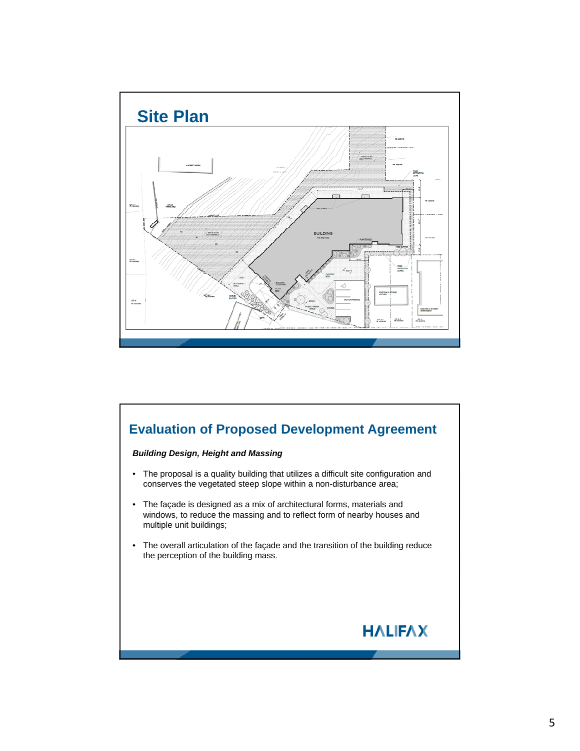## Site Plan

## Evaluation of Proposed Development Agreement

***Building Design, Height and Massing***

- The proposal is a quality building that utilizes a difficult site configuration and conserves the vegetated steep slope within a non-disturbance area;
- The façade is designed as a mix of architectural forms, materials and windows, to reduce the massing and to reflect form of nearby houses and multiple unit buildings;
- The overall articulation of the façade and the transition of the building reduce the perception of the building mass.

HALIFAX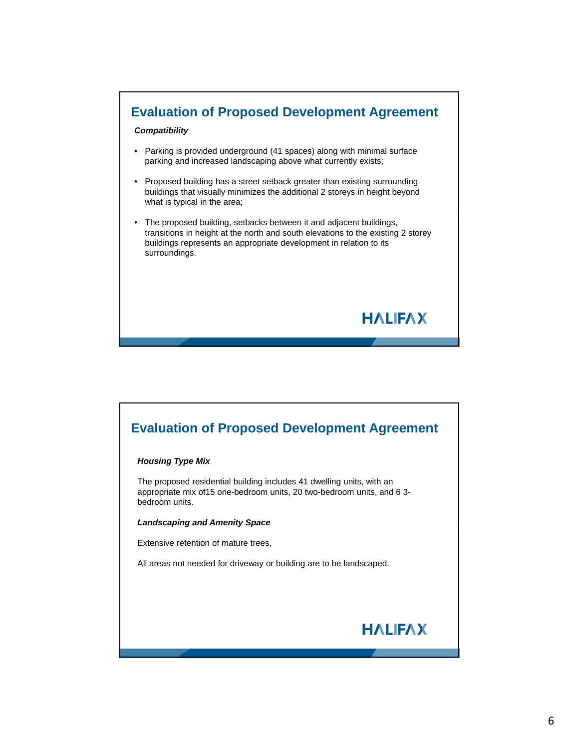## Evaluation of Proposed Development Agreement

***Compatibility***

- Parking is provided underground (41 spaces) along with minimal surface parking and increased landscaping above what currently exists;
- Proposed building has a street setback greater than existing surrounding buildings that visually minimizes the additional 2 storeys in height beyond what is typical in the area;
- The proposed building, setbacks between it and adjacent buildings, transitions in height at the north and south elevations to the existing 2 storey buildings represents an appropriate development in relation to its surroundings.

HALIFAX

## Evaluation of Proposed Development Agreement

***Housing Type Mix***

The proposed residential building includes 41 dwelling units, with an appropriate mix of15 one-bedroom units, 20 two-bedroom units, and 6 3-bedroom units.

***Landscaping and Amenity Space***

Extensive retention of mature trees,

All areas not needed for driveway or building are to be landscaped.

HALIFAX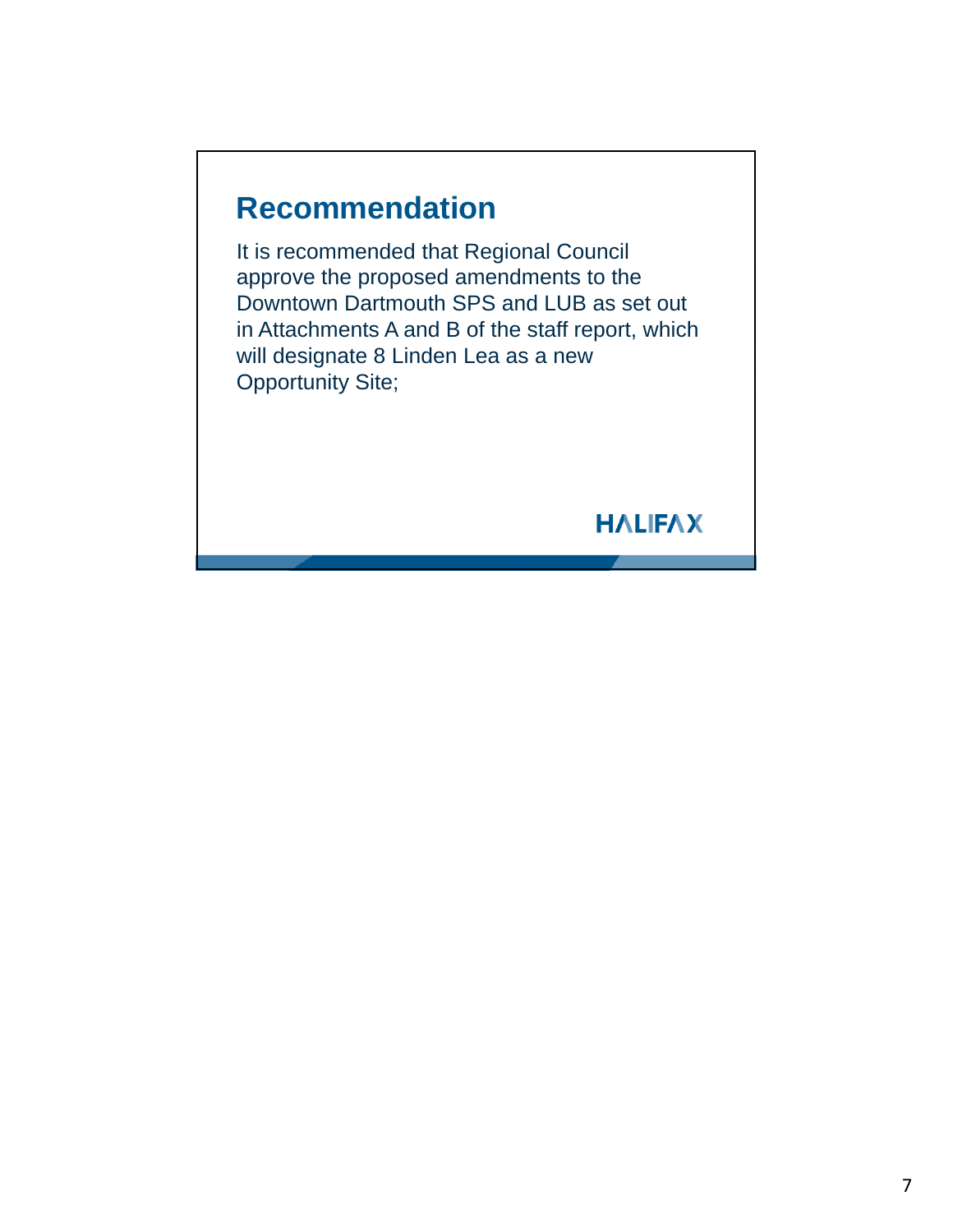# Recommendation

It is recommended that Regional Council approve the proposed amendments to the Downtown Dartmouth SPS and LUB as set out in Attachments A and B of the staff report, which will designate 8 Linden Lea as a new Opportunity Site;

HALIFAX